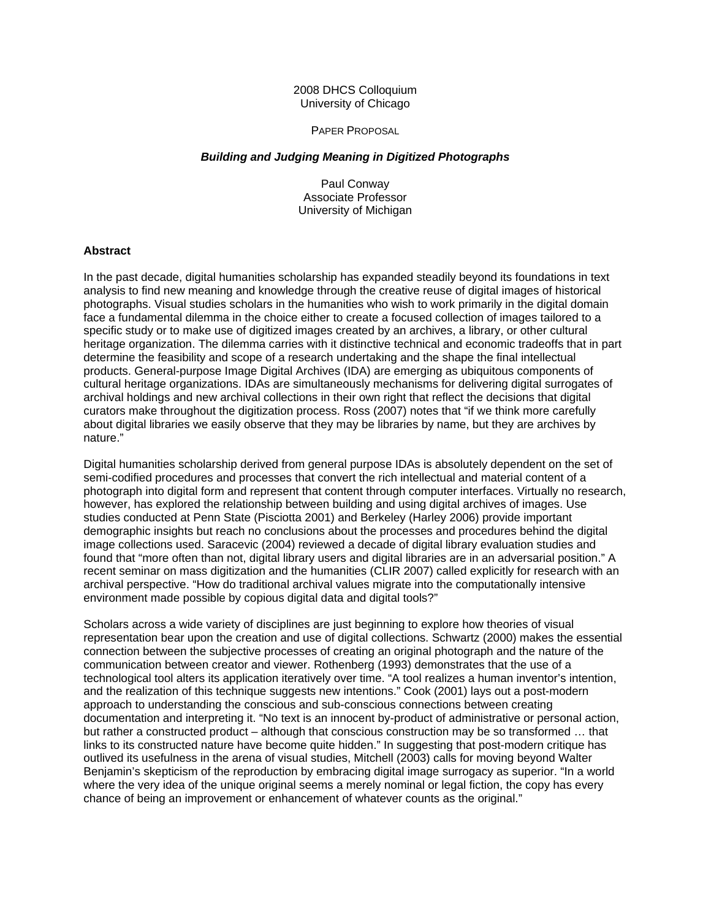2008 DHCS Colloquium
University of Chicago

PAPER PROPOSAL

***Building and Judging Meaning in Digitized Photographs***

Paul Conway
Associate Professor
University of Michigan

**Abstract**

In the past decade, digital humanities scholarship has expanded steadily beyond its foundations in text analysis to find new meaning and knowledge through the creative reuse of digital images of historical photographs. Visual studies scholars in the humanities who wish to work primarily in the digital domain face a fundamental dilemma in the choice either to create a focused collection of images tailored to a specific study or to make use of digitized images created by an archives, a library, or other cultural heritage organization. The dilemma carries with it distinctive technical and economic tradeoffs that in part determine the feasibility and scope of a research undertaking and the shape the final intellectual products. General-purpose Image Digital Archives (IDA) are emerging as ubiquitous components of cultural heritage organizations. IDAs are simultaneously mechanisms for delivering digital surrogates of archival holdings and new archival collections in their own right that reflect the decisions that digital curators make throughout the digitization process. Ross (2007) notes that "if we think more carefully about digital libraries we easily observe that they may be libraries by name, but they are archives by nature."

Digital humanities scholarship derived from general purpose IDAs is absolutely dependent on the set of semi-codified procedures and processes that convert the rich intellectual and material content of a photograph into digital form and represent that content through computer interfaces. Virtually no research, however, has explored the relationship between building and using digital archives of images. Use studies conducted at Penn State (Pisciotta 2001) and Berkeley (Harley 2006) provide important demographic insights but reach no conclusions about the processes and procedures behind the digital image collections used. Saracevic (2004) reviewed a decade of digital library evaluation studies and found that "more often than not, digital library users and digital libraries are in an adversarial position." A recent seminar on mass digitization and the humanities (CLIR 2007) called explicitly for research with an archival perspective. "How do traditional archival values migrate into the computationally intensive environment made possible by copious digital data and digital tools?"

Scholars across a wide variety of disciplines are just beginning to explore how theories of visual representation bear upon the creation and use of digital collections. Schwartz (2000) makes the essential connection between the subjective processes of creating an original photograph and the nature of the communication between creator and viewer. Rothenberg (1993) demonstrates that the use of a technological tool alters its application iteratively over time. "A tool realizes a human inventor's intention, and the realization of this technique suggests new intentions." Cook (2001) lays out a post-modern approach to understanding the conscious and sub-conscious connections between creating documentation and interpreting it. "No text is an innocent by-product of administrative or personal action, but rather a constructed product – although that conscious construction may be so transformed … that links to its constructed nature have become quite hidden." In suggesting that post-modern critique has outlived its usefulness in the arena of visual studies, Mitchell (2003) calls for moving beyond Walter Benjamin's skepticism of the reproduction by embracing digital image surrogacy as superior. "In a world where the very idea of the unique original seems a merely nominal or legal fiction, the copy has every chance of being an improvement or enhancement of whatever counts as the original."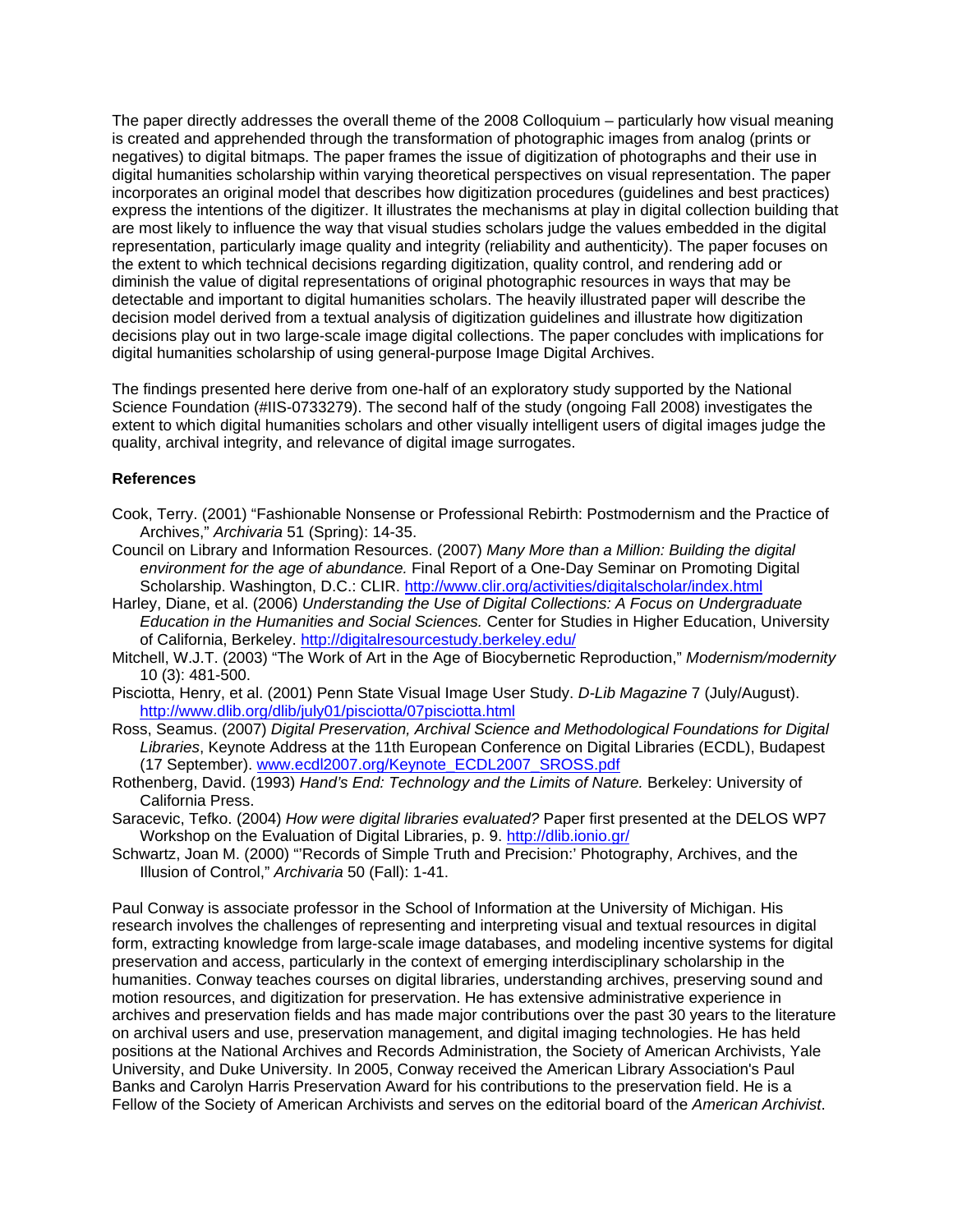The paper directly addresses the overall theme of the 2008 Colloquium – particularly how visual meaning is created and apprehended through the transformation of photographic images from analog (prints or negatives) to digital bitmaps. The paper frames the issue of digitization of photographs and their use in digital humanities scholarship within varying theoretical perspectives on visual representation. The paper incorporates an original model that describes how digitization procedures (guidelines and best practices) express the intentions of the digitizer. It illustrates the mechanisms at play in digital collection building that are most likely to influence the way that visual studies scholars judge the values embedded in the digital representation, particularly image quality and integrity (reliability and authenticity). The paper focuses on the extent to which technical decisions regarding digitization, quality control, and rendering add or diminish the value of digital representations of original photographic resources in ways that may be detectable and important to digital humanities scholars. The heavily illustrated paper will describe the decision model derived from a textual analysis of digitization guidelines and illustrate how digitization decisions play out in two large-scale image digital collections. The paper concludes with implications for digital humanities scholarship of using general-purpose Image Digital Archives.

The findings presented here derive from one-half of an exploratory study supported by the National Science Foundation (#IIS-0733279). The second half of the study (ongoing Fall 2008) investigates the extent to which digital humanities scholars and other visually intelligent users of digital images judge the quality, archival integrity, and relevance of digital image surrogates.

**References**

Cook, Terry. (2001) "Fashionable Nonsense or Professional Rebirth: Postmodernism and the Practice of Archives," *Archivaria* 51 (Spring): 14-35.

Council on Library and Information Resources. (2007) *Many More than a Million: Building the digital environment for the age of abundance.* Final Report of a One-Day Seminar on Promoting Digital Scholarship. Washington, D.C.: CLIR. http://www.clir.org/activities/digitalscholar/index.html

Harley, Diane, et al. (2006) *Understanding the Use of Digital Collections: A Focus on Undergraduate Education in the Humanities and Social Sciences.* Center for Studies in Higher Education, University of California, Berkeley. http://digitalresourcestudy.berkeley.edu/

Mitchell, W.J.T. (2003) "The Work of Art in the Age of Biocybernetic Reproduction," *Modernism/modernity* 10 (3): 481-500.

Pisciotta, Henry, et al. (2001) Penn State Visual Image User Study. *D-Lib Magazine* 7 (July/August). http://www.dlib.org/dlib/july01/pisciotta/07pisciotta.html

Ross, Seamus. (2007) *Digital Preservation, Archival Science and Methodological Foundations for Digital Libraries*, Keynote Address at the 11th European Conference on Digital Libraries (ECDL), Budapest (17 September). www.ecdl2007.org/Keynote_ECDL2007_SROSS.pdf

Rothenberg, David. (1993) *Hand's End: Technology and the Limits of Nature.* Berkeley: University of California Press.

Saracevic, Tefko. (2004) *How were digital libraries evaluated?* Paper first presented at the DELOS WP7 Workshop on the Evaluation of Digital Libraries, p. 9. http://dlib.ionio.gr/

Schwartz, Joan M. (2000) "'Records of Simple Truth and Precision:' Photography, Archives, and the Illusion of Control," *Archivaria* 50 (Fall): 1-41.

Paul Conway is associate professor in the School of Information at the University of Michigan. His research involves the challenges of representing and interpreting visual and textual resources in digital form, extracting knowledge from large-scale image databases, and modeling incentive systems for digital preservation and access, particularly in the context of emerging interdisciplinary scholarship in the humanities. Conway teaches courses on digital libraries, understanding archives, preserving sound and motion resources, and digitization for preservation. He has extensive administrative experience in archives and preservation fields and has made major contributions over the past 30 years to the literature on archival users and use, preservation management, and digital imaging technologies. He has held positions at the National Archives and Records Administration, the Society of American Archivists, Yale University, and Duke University. In 2005, Conway received the American Library Association's Paul Banks and Carolyn Harris Preservation Award for his contributions to the preservation field. He is a Fellow of the Society of American Archivists and serves on the editorial board of the *American Archivist*.